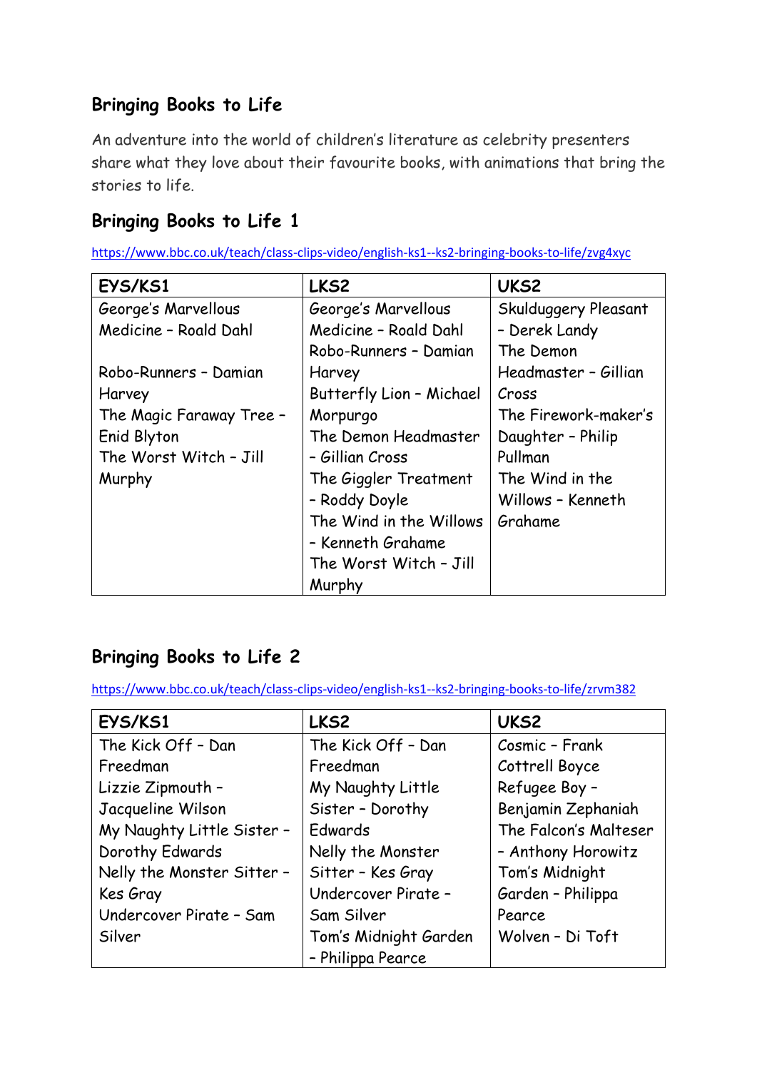## Bringing Books to Life

An adventure into the world of children's literature as celebrity presenters share what they love about their favourite books, with animations that bring the stories to life.

## Bringing Books to Life 1

https://www.bbc.co.uk/teach/class-clips-video/english-ks1--ks2-bringing-books-to-life/zvg4xyc

| EYS/KS1 | LKS2 | UKS2 |
|---|---|---|
| George's Marvellous Medicine – Roald Dahl<br><br>Robo-Runners – Damian Harvey<br>The Magic Faraway Tree – Enid Blyton<br>The Worst Witch – Jill Murphy | George's Marvellous Medicine – Roald Dahl<br>Robo-Runners – Damian Harvey<br>Butterfly Lion – Michael Morpurgo<br>The Demon Headmaster – Gillian Cross<br>The Giggler Treatment – Roddy Doyle<br>The Wind in the Willows – Kenneth Grahame<br>The Worst Witch – Jill Murphy | Skulduggery Pleasant – Derek Landy<br>The Demon Headmaster – Gillian Cross<br>The Firework-maker's Daughter – Philip Pullman<br>The Wind in the Willows – Kenneth Grahame |

## Bringing Books to Life 2

https://www.bbc.co.uk/teach/class-clips-video/english-ks1--ks2-bringing-books-to-life/zrvm382

| EYS/KS1 | LKS2 | UKS2 |
|---|---|---|
| The Kick Off – Dan Freedman<br>Lizzie Zipmouth – Jacqueline Wilson<br>My Naughty Little Sister – Dorothy Edwards<br>Nelly the Monster Sitter – Kes Gray<br>Undercover Pirate – Sam Silver | The Kick Off – Dan Freedman<br>My Naughty Little Sister – Dorothy Edwards<br>Nelly the Monster Sitter – Kes Gray<br>Undercover Pirate – Sam Silver<br>Tom's Midnight Garden – Philippa Pearce | Cosmic – Frank Cottrell Boyce<br>Refugee Boy – Benjamin Zephaniah<br>The Falcon's Malteser – Anthony Horowitz<br>Tom's Midnight Garden – Philippa Pearce<br>Wolven – Di Toft |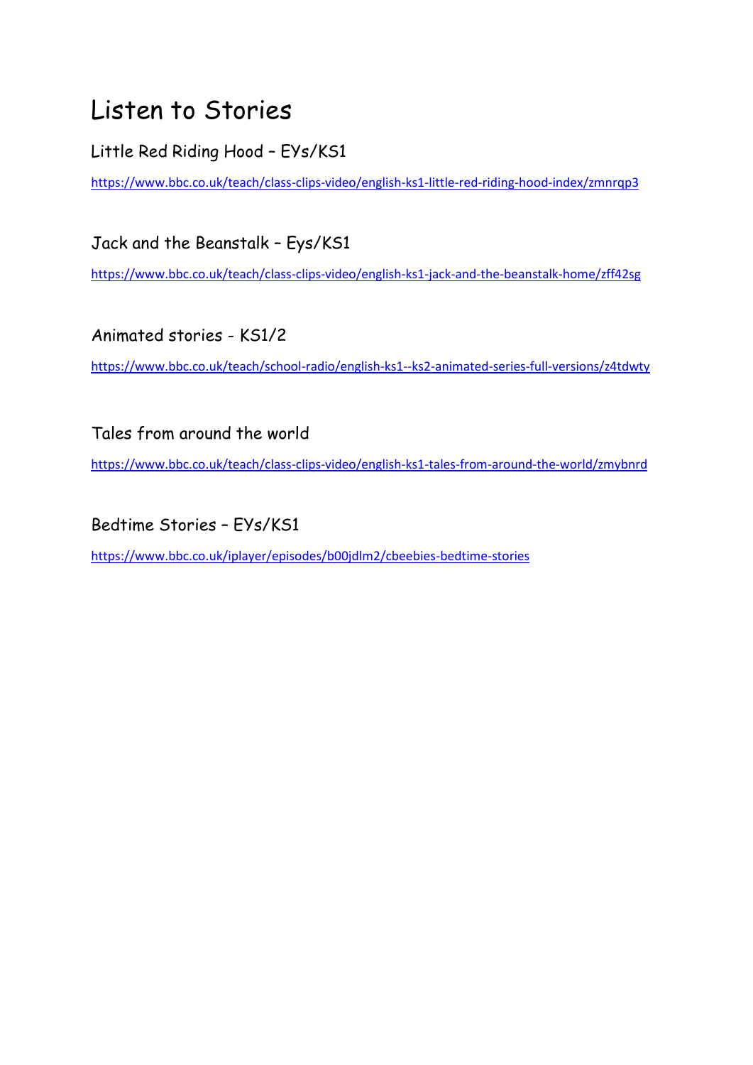# Listen to Stories

## Little Red Riding Hood – EYs/KS1

https://www.bbc.co.uk/teach/class-clips-video/english-ks1-little-red-riding-hood-index/zmnrqp3

## Jack and the Beanstalk – Eys/KS1

https://www.bbc.co.uk/teach/class-clips-video/english-ks1-jack-and-the-beanstalk-home/zff42sg

## Animated stories - KS1/2

https://www.bbc.co.uk/teach/school-radio/english-ks1--ks2-animated-series-full-versions/z4tdwty

## Tales from around the world

https://www.bbc.co.uk/teach/class-clips-video/english-ks1-tales-from-around-the-world/zmybnrd

## Bedtime Stories – EYs/KS1

https://www.bbc.co.uk/iplayer/episodes/b00jdlm2/cbeebies-bedtime-stories